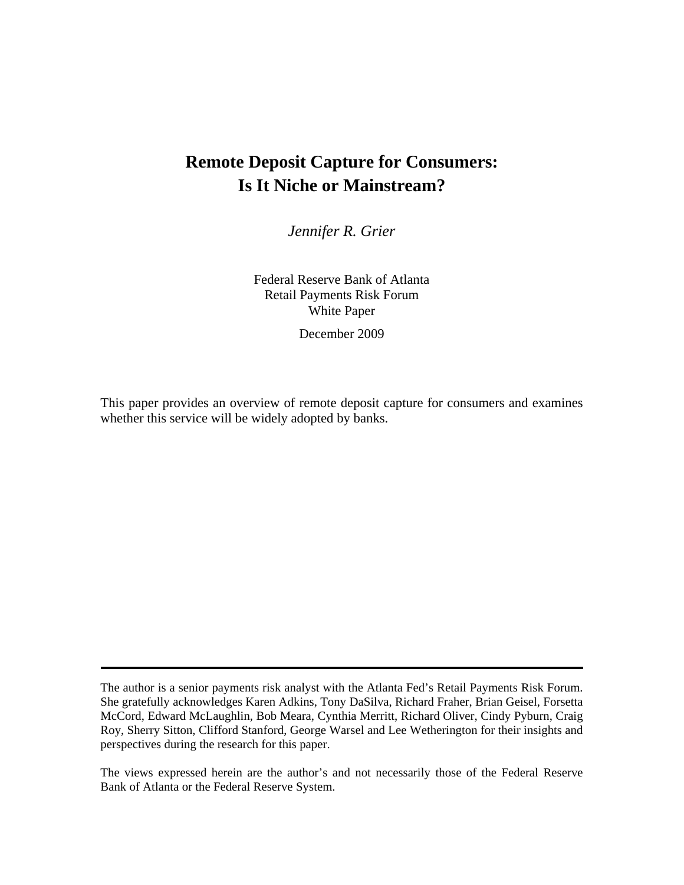# Remote Deposit Capture for Consumers:
# Is It Niche or Mainstream?

*Jennifer R. Grier*

Federal Reserve Bank of Atlanta
Retail Payments Risk Forum
White Paper

December 2009

This paper provides an overview of remote deposit capture for consumers and examines whether this service will be widely adopted by banks.

---

The author is a senior payments risk analyst with the Atlanta Fed's Retail Payments Risk Forum. She gratefully acknowledges Karen Adkins, Tony DaSilva, Richard Fraher, Brian Geisel, Forsetta McCord, Edward McLaughlin, Bob Meara, Cynthia Merritt, Richard Oliver, Cindy Pyburn, Craig Roy, Sherry Sitton, Clifford Stanford, George Warsel and Lee Wetherington for their insights and perspectives during the research for this paper.

The views expressed herein are the author's and not necessarily those of the Federal Reserve Bank of Atlanta or the Federal Reserve System.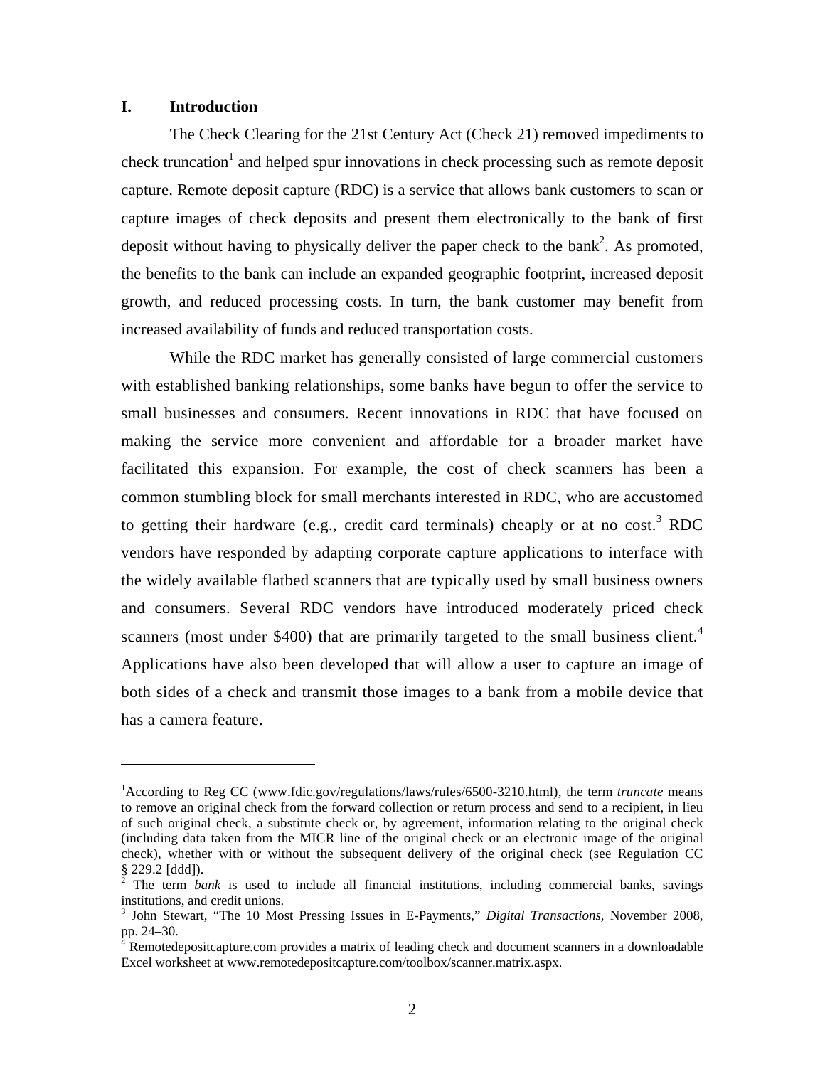## I. Introduction

The Check Clearing for the 21st Century Act (Check 21) removed impediments to check truncation[1] and helped spur innovations in check processing such as remote deposit capture. Remote deposit capture (RDC) is a service that allows bank customers to scan or capture images of check deposits and present them electronically to the bank of first deposit without having to physically deliver the paper check to the bank[2]. As promoted, the benefits to the bank can include an expanded geographic footprint, increased deposit growth, and reduced processing costs. In turn, the bank customer may benefit from increased availability of funds and reduced transportation costs.

While the RDC market has generally consisted of large commercial customers with established banking relationships, some banks have begun to offer the service to small businesses and consumers. Recent innovations in RDC that have focused on making the service more convenient and affordable for a broader market have facilitated this expansion. For example, the cost of check scanners has been a common stumbling block for small merchants interested in RDC, who are accustomed to getting their hardware (e.g., credit card terminals) cheaply or at no cost.[3] RDC vendors have responded by adapting corporate capture applications to interface with the widely available flatbed scanners that are typically used by small business owners and consumers. Several RDC vendors have introduced moderately priced check scanners (most under $400) that are primarily targeted to the small business client.[4] Applications have also been developed that will allow a user to capture an image of both sides of a check and transmit those images to a bank from a mobile device that has a camera feature.

---

[1]According to Reg CC (www.fdic.gov/regulations/laws/rules/6500-3210.html), the term *truncate* means to remove an original check from the forward collection or return process and send to a recipient, in lieu of such original check, a substitute check or, by agreement, information relating to the original check (including data taken from the MICR line of the original check or an electronic image of the original check), whether with or without the subsequent delivery of the original check (see Regulation CC § 229.2 [ddd]).

[2] The term *bank* is used to include all financial institutions, including commercial banks, savings institutions, and credit unions.

[3] John Stewart, "The 10 Most Pressing Issues in E-Payments," *Digital Transactions,* November 2008, pp. 24–30.

[4] Remotedepositcapture.com provides a matrix of leading check and document scanners in a downloadable Excel worksheet at www.remotedepositcapture.com/toolbox/scanner.matrix.aspx.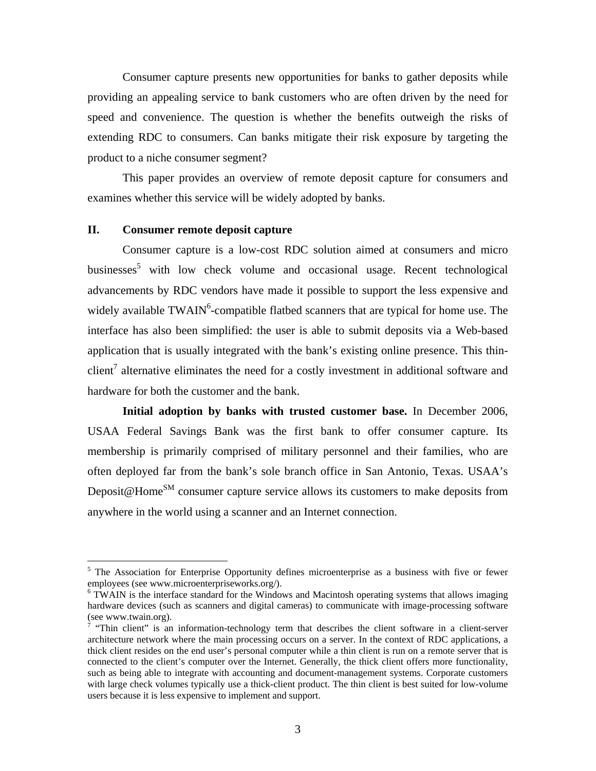Consumer capture presents new opportunities for banks to gather deposits while providing an appealing service to bank customers who are often driven by the need for speed and convenience. The question is whether the benefits outweigh the risks of extending RDC to consumers. Can banks mitigate their risk exposure by targeting the product to a niche consumer segment?

This paper provides an overview of remote deposit capture for consumers and examines whether this service will be widely adopted by banks.

## II. Consumer remote deposit capture

Consumer capture is a low-cost RDC solution aimed at consumers and micro businesses[5] with low check volume and occasional usage. Recent technological advancements by RDC vendors have made it possible to support the less expensive and widely available TWAIN[6]-compatible flatbed scanners that are typical for home use. The interface has also been simplified: the user is able to submit deposits via a Web-based application that is usually integrated with the bank's existing online presence. This thin-client[7] alternative eliminates the need for a costly investment in additional software and hardware for both the customer and the bank.

**Initial adoption by banks with trusted customer base.** In December 2006, USAA Federal Savings Bank was the first bank to offer consumer capture. Its membership is primarily comprised of military personnel and their families, who are often deployed far from the bank's sole branch office in San Antonio, Texas. USAA's Deposit@Home[SM] consumer capture service allows its customers to make deposits from anywhere in the world using a scanner and an Internet connection.

---

[5] The Association for Enterprise Opportunity defines microenterprise as a business with five or fewer employees (see www.microenterpriseworks.org/).

[6] TWAIN is the interface standard for the Windows and Macintosh operating systems that allows imaging hardware devices (such as scanners and digital cameras) to communicate with image-processing software (see www.twain.org).

[7] "Thin client" is an information-technology term that describes the client software in a client-server architecture network where the main processing occurs on a server. In the context of RDC applications, a thick client resides on the end user's personal computer while a thin client is run on a remote server that is connected to the client's computer over the Internet. Generally, the thick client offers more functionality, such as being able to integrate with accounting and document-management systems. Corporate customers with large check volumes typically use a thick-client product. The thin client is best suited for low-volume users because it is less expensive to implement and support.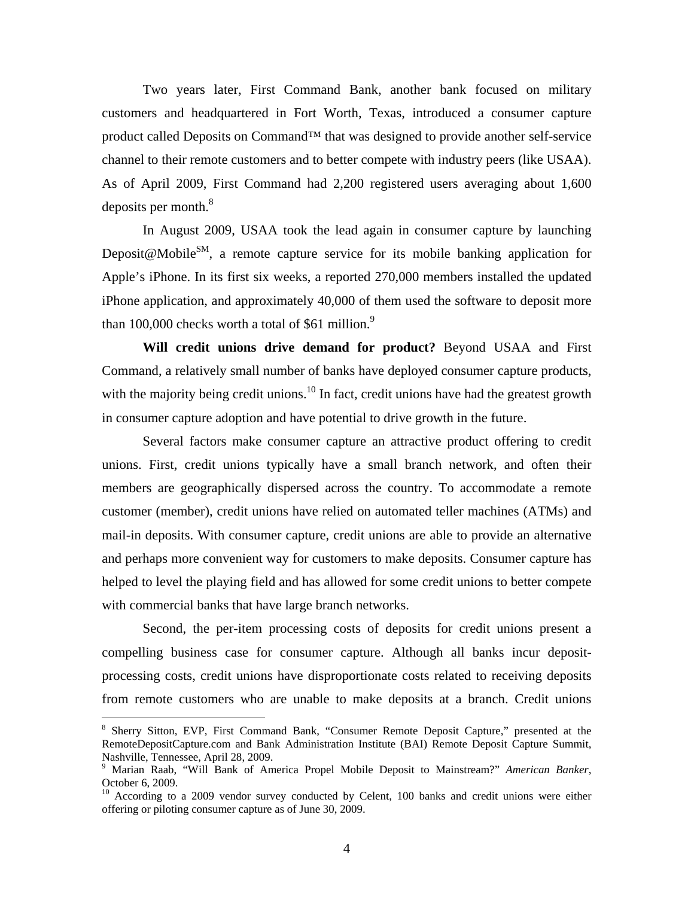Two years later, First Command Bank, another bank focused on military customers and headquartered in Fort Worth, Texas, introduced a consumer capture product called Deposits on Command™ that was designed to provide another self-service channel to their remote customers and to better compete with industry peers (like USAA). As of April 2009, First Command had 2,200 registered users averaging about 1,600 deposits per month.[8]

In August 2009, USAA took the lead again in consumer capture by launching Deposit@Mobile℠, a remote capture service for its mobile banking application for Apple's iPhone. In its first six weeks, a reported 270,000 members installed the updated iPhone application, and approximately 40,000 of them used the software to deposit more than 100,000 checks worth a total of $61 million.[9]

**Will credit unions drive demand for product?** Beyond USAA and First Command, a relatively small number of banks have deployed consumer capture products, with the majority being credit unions.[10] In fact, credit unions have had the greatest growth in consumer capture adoption and have potential to drive growth in the future.

Several factors make consumer capture an attractive product offering to credit unions. First, credit unions typically have a small branch network, and often their members are geographically dispersed across the country. To accommodate a remote customer (member), credit unions have relied on automated teller machines (ATMs) and mail-in deposits. With consumer capture, credit unions are able to provide an alternative and perhaps more convenient way for customers to make deposits. Consumer capture has helped to level the playing field and has allowed for some credit unions to better compete with commercial banks that have large branch networks.

Second, the per-item processing costs of deposits for credit unions present a compelling business case for consumer capture. Although all banks incur deposit-processing costs, credit unions have disproportionate costs related to receiving deposits from remote customers who are unable to make deposits at a branch. Credit unions

---

[8] Sherry Sitton, EVP, First Command Bank, "Consumer Remote Deposit Capture," presented at the RemoteDepositCapture.com and Bank Administration Institute (BAI) Remote Deposit Capture Summit, Nashville, Tennessee, April 28, 2009.

[9] Marian Raab, "Will Bank of America Propel Mobile Deposit to Mainstream?" *American Banker*, October 6, 2009.

[10] According to a 2009 vendor survey conducted by Celent, 100 banks and credit unions were either offering or piloting consumer capture as of June 30, 2009.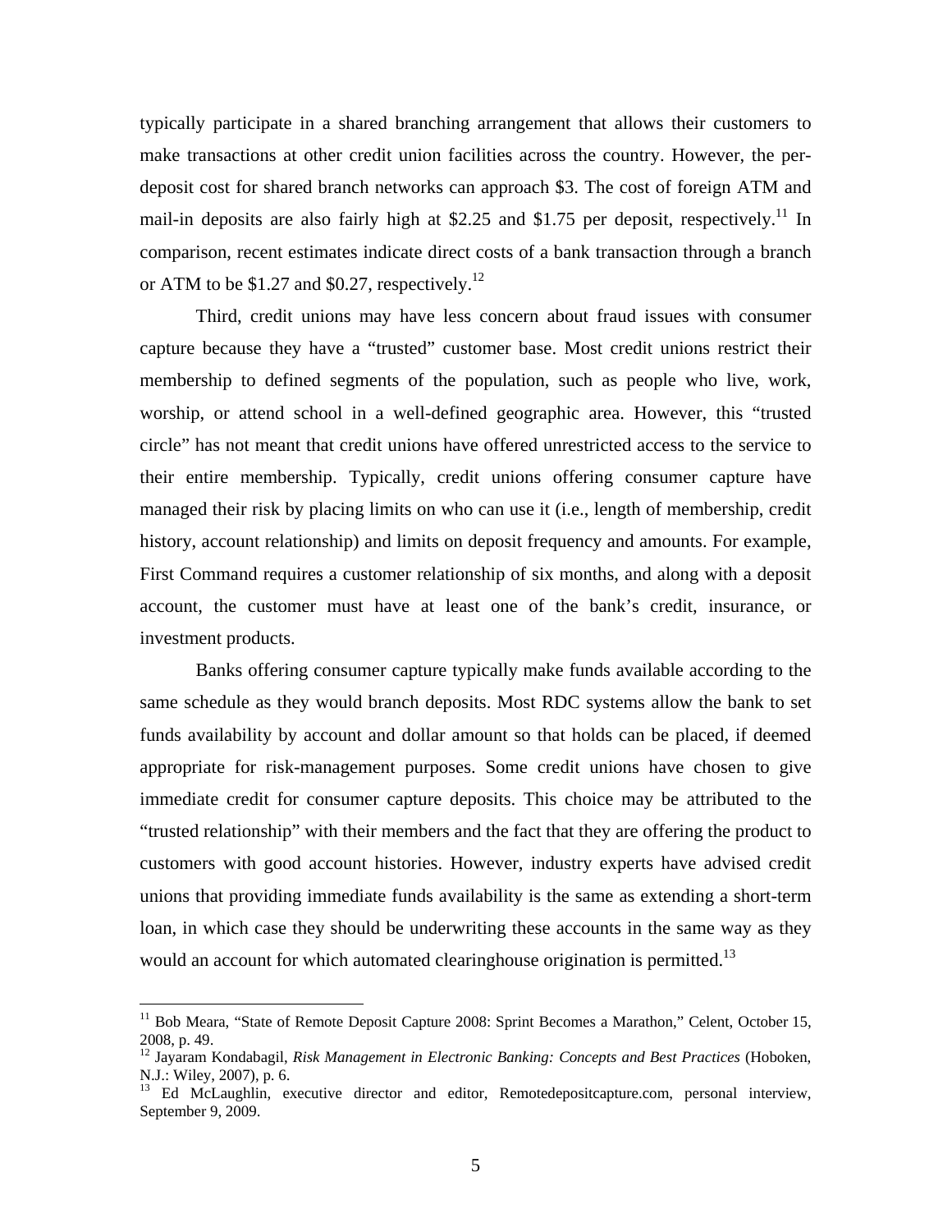typically participate in a shared branching arrangement that allows their customers to make transactions at other credit union facilities across the country. However, the per-deposit cost for shared branch networks can approach $3. The cost of foreign ATM and mail-in deposits are also fairly high at $2.25 and $1.75 per deposit, respectively.[11] In comparison, recent estimates indicate direct costs of a bank transaction through a branch or ATM to be $1.27 and $0.27, respectively.[12]

Third, credit unions may have less concern about fraud issues with consumer capture because they have a "trusted" customer base. Most credit unions restrict their membership to defined segments of the population, such as people who live, work, worship, or attend school in a well-defined geographic area. However, this "trusted circle" has not meant that credit unions have offered unrestricted access to the service to their entire membership. Typically, credit unions offering consumer capture have managed their risk by placing limits on who can use it (i.e., length of membership, credit history, account relationship) and limits on deposit frequency and amounts. For example, First Command requires a customer relationship of six months, and along with a deposit account, the customer must have at least one of the bank's credit, insurance, or investment products.

Banks offering consumer capture typically make funds available according to the same schedule as they would branch deposits. Most RDC systems allow the bank to set funds availability by account and dollar amount so that holds can be placed, if deemed appropriate for risk-management purposes. Some credit unions have chosen to give immediate credit for consumer capture deposits. This choice may be attributed to the "trusted relationship" with their members and the fact that they are offering the product to customers with good account histories. However, industry experts have advised credit unions that providing immediate funds availability is the same as extending a short-term loan, in which case they should be underwriting these accounts in the same way as they would an account for which automated clearinghouse origination is permitted.[13]

---

[11] Bob Meara, "State of Remote Deposit Capture 2008: Sprint Becomes a Marathon," Celent, October 15, 2008, p. 49.

[12] Jayaram Kondabagil, *Risk Management in Electronic Banking: Concepts and Best Practices* (Hoboken, N.J.: Wiley, 2007), p. 6.

[13] Ed McLaughlin, executive director and editor, Remotedepositcapture.com, personal interview, September 9, 2009.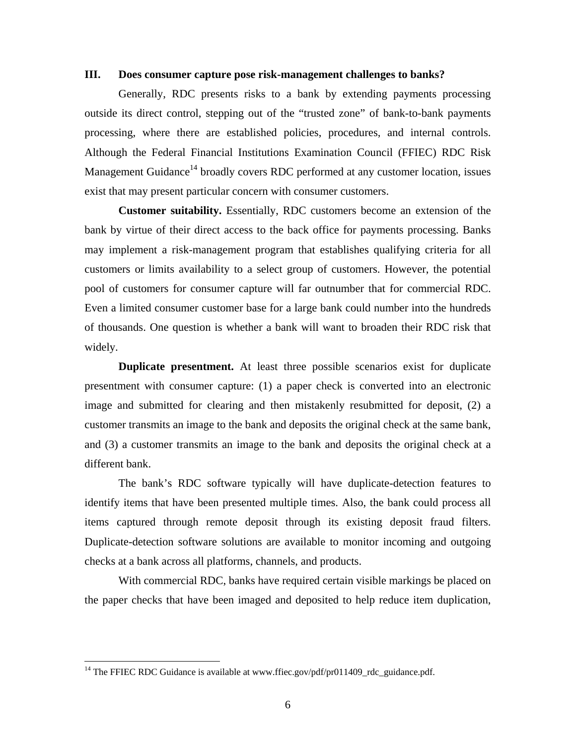## III. Does consumer capture pose risk-management challenges to banks?

Generally, RDC presents risks to a bank by extending payments processing outside its direct control, stepping out of the "trusted zone" of bank-to-bank payments processing, where there are established policies, procedures, and internal controls. Although the Federal Financial Institutions Examination Council (FFIEC) RDC Risk Management Guidance[14] broadly covers RDC performed at any customer location, issues exist that may present particular concern with consumer customers.

**Customer suitability.** Essentially, RDC customers become an extension of the bank by virtue of their direct access to the back office for payments processing. Banks may implement a risk-management program that establishes qualifying criteria for all customers or limits availability to a select group of customers. However, the potential pool of customers for consumer capture will far outnumber that for commercial RDC. Even a limited consumer customer base for a large bank could number into the hundreds of thousands. One question is whether a bank will want to broaden their RDC risk that widely.

**Duplicate presentment.** At least three possible scenarios exist for duplicate presentment with consumer capture: (1) a paper check is converted into an electronic image and submitted for clearing and then mistakenly resubmitted for deposit, (2) a customer transmits an image to the bank and deposits the original check at the same bank, and (3) a customer transmits an image to the bank and deposits the original check at a different bank.

The bank's RDC software typically will have duplicate-detection features to identify items that have been presented multiple times. Also, the bank could process all items captured through remote deposit through its existing deposit fraud filters. Duplicate-detection software solutions are available to monitor incoming and outgoing checks at a bank across all platforms, channels, and products.

With commercial RDC, banks have required certain visible markings be placed on the paper checks that have been imaged and deposited to help reduce item duplication,

[14] The FFIEC RDC Guidance is available at www.ffiec.gov/pdf/pr011409_rdc_guidance.pdf.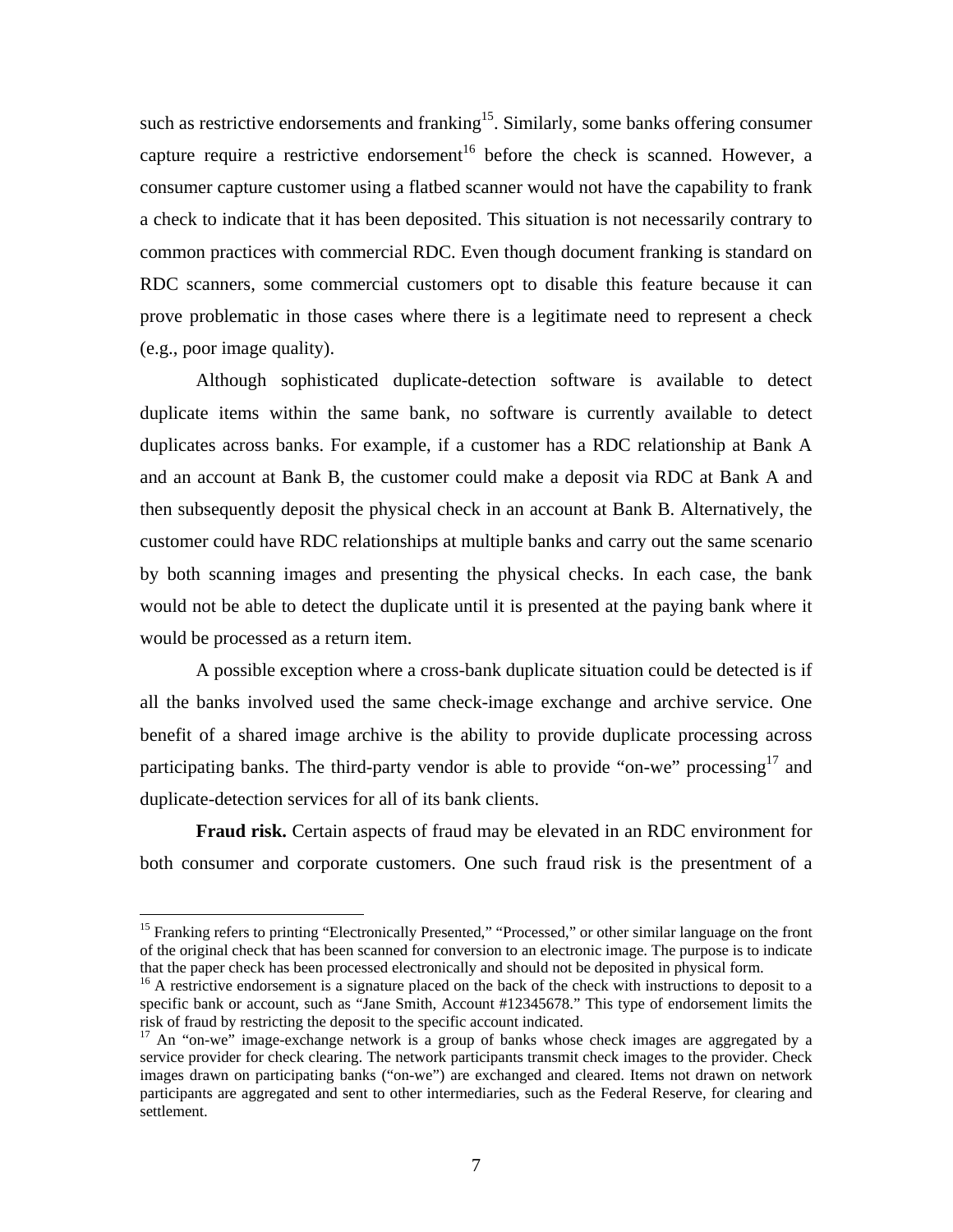such as restrictive endorsements and franking[15]. Similarly, some banks offering consumer capture require a restrictive endorsement[16] before the check is scanned. However, a consumer capture customer using a flatbed scanner would not have the capability to frank a check to indicate that it has been deposited. This situation is not necessarily contrary to common practices with commercial RDC. Even though document franking is standard on RDC scanners, some commercial customers opt to disable this feature because it can prove problematic in those cases where there is a legitimate need to represent a check (e.g., poor image quality).

Although sophisticated duplicate-detection software is available to detect duplicate items within the same bank, no software is currently available to detect duplicates across banks. For example, if a customer has a RDC relationship at Bank A and an account at Bank B, the customer could make a deposit via RDC at Bank A and then subsequently deposit the physical check in an account at Bank B. Alternatively, the customer could have RDC relationships at multiple banks and carry out the same scenario by both scanning images and presenting the physical checks. In each case, the bank would not be able to detect the duplicate until it is presented at the paying bank where it would be processed as a return item.

A possible exception where a cross-bank duplicate situation could be detected is if all the banks involved used the same check-image exchange and archive service. One benefit of a shared image archive is the ability to provide duplicate processing across participating banks. The third-party vendor is able to provide "on-we" processing[17] and duplicate-detection services for all of its bank clients.

**Fraud risk.** Certain aspects of fraud may be elevated in an RDC environment for both consumer and corporate customers. One such fraud risk is the presentment of a

---

[15] Franking refers to printing "Electronically Presented," "Processed," or other similar language on the front of the original check that has been scanned for conversion to an electronic image. The purpose is to indicate that the paper check has been processed electronically and should not be deposited in physical form.

[16] A restrictive endorsement is a signature placed on the back of the check with instructions to deposit to a specific bank or account, such as "Jane Smith, Account #12345678." This type of endorsement limits the risk of fraud by restricting the deposit to the specific account indicated.

[17] An "on-we" image-exchange network is a group of banks whose check images are aggregated by a service provider for check clearing. The network participants transmit check images to the provider. Check images drawn on participating banks ("on-we") are exchanged and cleared. Items not drawn on network participants are aggregated and sent to other intermediaries, such as the Federal Reserve, for clearing and settlement.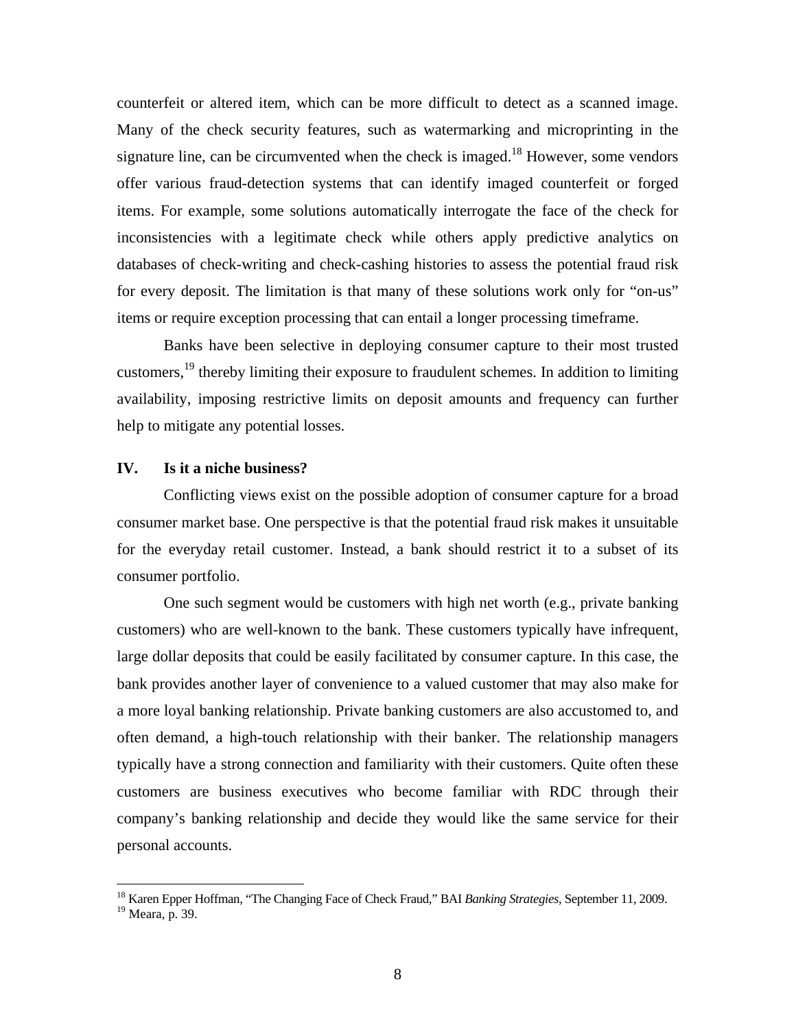counterfeit or altered item, which can be more difficult to detect as a scanned image. Many of the check security features, such as watermarking and microprinting in the signature line, can be circumvented when the check is imaged.[18] However, some vendors offer various fraud-detection systems that can identify imaged counterfeit or forged items. For example, some solutions automatically interrogate the face of the check for inconsistencies with a legitimate check while others apply predictive analytics on databases of check-writing and check-cashing histories to assess the potential fraud risk for every deposit. The limitation is that many of these solutions work only for "on-us" items or require exception processing that can entail a longer processing timeframe.

Banks have been selective in deploying consumer capture to their most trusted customers,[19] thereby limiting their exposure to fraudulent schemes. In addition to limiting availability, imposing restrictive limits on deposit amounts and frequency can further help to mitigate any potential losses.

## IV. Is it a niche business?

Conflicting views exist on the possible adoption of consumer capture for a broad consumer market base. One perspective is that the potential fraud risk makes it unsuitable for the everyday retail customer. Instead, a bank should restrict it to a subset of its consumer portfolio.

One such segment would be customers with high net worth (e.g., private banking customers) who are well-known to the bank. These customers typically have infrequent, large dollar deposits that could be easily facilitated by consumer capture. In this case, the bank provides another layer of convenience to a valued customer that may also make for a more loyal banking relationship. Private banking customers are also accustomed to, and often demand, a high-touch relationship with their banker. The relationship managers typically have a strong connection and familiarity with their customers. Quite often these customers are business executives who become familiar with RDC through their company's banking relationship and decide they would like the same service for their personal accounts.

---

[18] Karen Epper Hoffman, "The Changing Face of Check Fraud," BAI *Banking Strategies*, September 11, 2009.

[19] Meara, p. 39.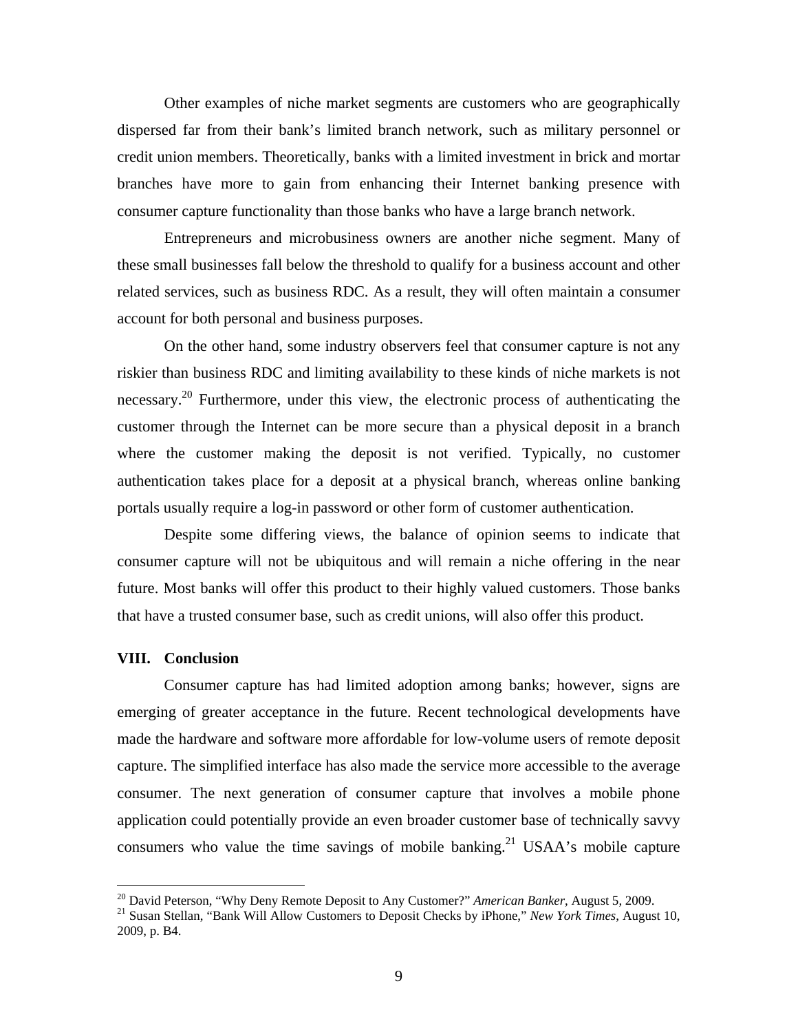Other examples of niche market segments are customers who are geographically dispersed far from their bank's limited branch network, such as military personnel or credit union members. Theoretically, banks with a limited investment in brick and mortar branches have more to gain from enhancing their Internet banking presence with consumer capture functionality than those banks who have a large branch network.

Entrepreneurs and microbusiness owners are another niche segment. Many of these small businesses fall below the threshold to qualify for a business account and other related services, such as business RDC. As a result, they will often maintain a consumer account for both personal and business purposes.

On the other hand, some industry observers feel that consumer capture is not any riskier than business RDC and limiting availability to these kinds of niche markets is not necessary.[20] Furthermore, under this view, the electronic process of authenticating the customer through the Internet can be more secure than a physical deposit in a branch where the customer making the deposit is not verified. Typically, no customer authentication takes place for a deposit at a physical branch, whereas online banking portals usually require a log-in password or other form of customer authentication.

Despite some differing views, the balance of opinion seems to indicate that consumer capture will not be ubiquitous and will remain a niche offering in the near future. Most banks will offer this product to their highly valued customers. Those banks that have a trusted consumer base, such as credit unions, will also offer this product.

## VIII. Conclusion

Consumer capture has had limited adoption among banks; however, signs are emerging of greater acceptance in the future. Recent technological developments have made the hardware and software more affordable for low-volume users of remote deposit capture. The simplified interface has also made the service more accessible to the average consumer. The next generation of consumer capture that involves a mobile phone application could potentially provide an even broader customer base of technically savvy consumers who value the time savings of mobile banking.[21] USAA's mobile capture

---

[20] David Peterson, "Why Deny Remote Deposit to Any Customer?" *American Banker*, August 5, 2009.

[21] Susan Stellan, "Bank Will Allow Customers to Deposit Checks by iPhone," *New York Times*, August 10, 2009, p. B4.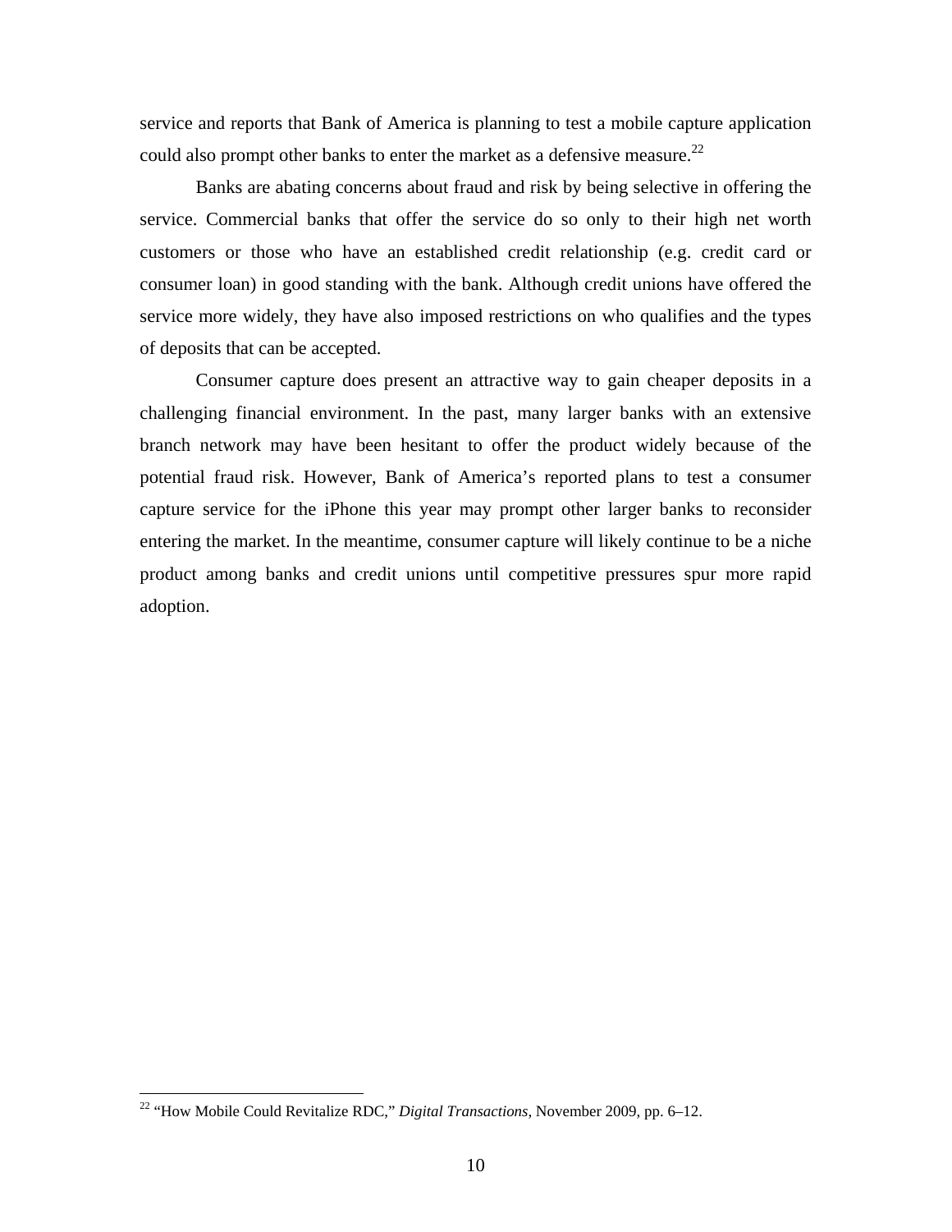service and reports that Bank of America is planning to test a mobile capture application could also prompt other banks to enter the market as a defensive measure.[22]

Banks are abating concerns about fraud and risk by being selective in offering the service. Commercial banks that offer the service do so only to their high net worth customers or those who have an established credit relationship (e.g. credit card or consumer loan) in good standing with the bank. Although credit unions have offered the service more widely, they have also imposed restrictions on who qualifies and the types of deposits that can be accepted.

Consumer capture does present an attractive way to gain cheaper deposits in a challenging financial environment. In the past, many larger banks with an extensive branch network may have been hesitant to offer the product widely because of the potential fraud risk. However, Bank of America's reported plans to test a consumer capture service for the iPhone this year may prompt other larger banks to reconsider entering the market. In the meantime, consumer capture will likely continue to be a niche product among banks and credit unions until competitive pressures spur more rapid adoption.

[22] "How Mobile Could Revitalize RDC," *Digital Transactions*, November 2009, pp. 6–12.